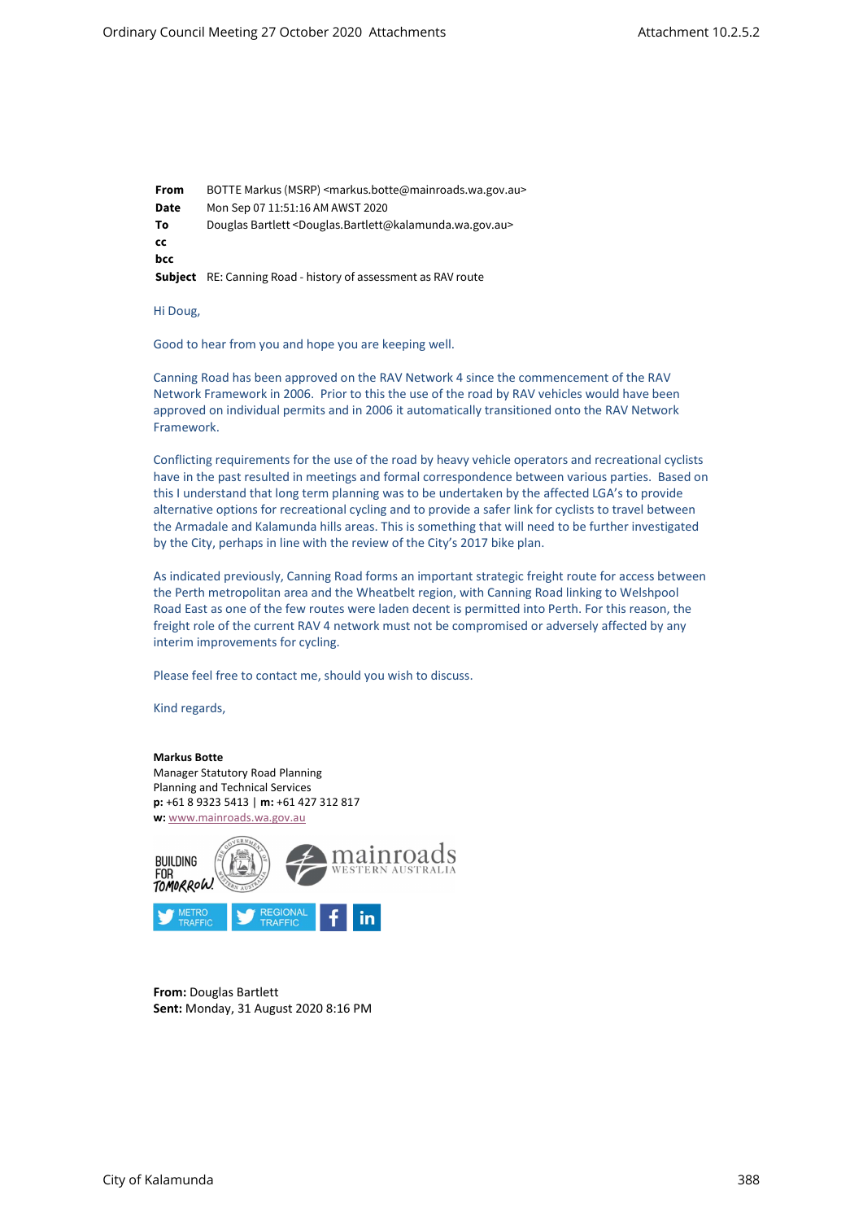| | |
|---|---|
| **From** | BOTTE Markus (MSRP) <markus.botte@mainroads.wa.gov.au> |
| **Date** | Mon Sep 07 11:51:16 AM AWST 2020 |
| **To** | Douglas Bartlett <Douglas.Bartlett@kalamunda.wa.gov.au> |
| **cc** | |
| **bcc** | |
| **Subject** | RE: Canning Road - history of assessment as RAV route |

Hi Doug,

Good to hear from you and hope you are keeping well.

Canning Road has been approved on the RAV Network 4 since the commencement of the RAV Network Framework in 2006. Prior to this the use of the road by RAV vehicles would have been approved on individual permits and in 2006 it automatically transitioned onto the RAV Network Framework.

Conflicting requirements for the use of the road by heavy vehicle operators and recreational cyclists have in the past resulted in meetings and formal correspondence between various parties. Based on this I understand that long term planning was to be undertaken by the affected LGA's to provide alternative options for recreational cycling and to provide a safer link for cyclists to travel between the Armadale and Kalamunda hills areas. This is something that will need to be further investigated by the City, perhaps in line with the review of the City's 2017 bike plan.

As indicated previously, Canning Road forms an important strategic freight route for access between the Perth metropolitan area and the Wheatbelt region, with Canning Road linking to Welshpool Road East as one of the few routes were laden decent is permitted into Perth. For this reason, the freight role of the current RAV 4 network must not be compromised or adversely affected by any interim improvements for cycling.

Please feel free to contact me, should you wish to discuss.

Kind regards,

**Markus Botte**
Manager Statutory Road Planning
Planning and Technical Services
**p:** +61 8 9323 5413 | **m:** +61 427 312 817
**w:** www.mainroads.wa.gov.au

BUILDING FOR TOMORROW

mainroads WESTERN AUSTRALIA

METRO TRAFFIC | REGIONAL TRAFFIC

**From:** Douglas Bartlett
**Sent:** Monday, 31 August 2020 8:16 PM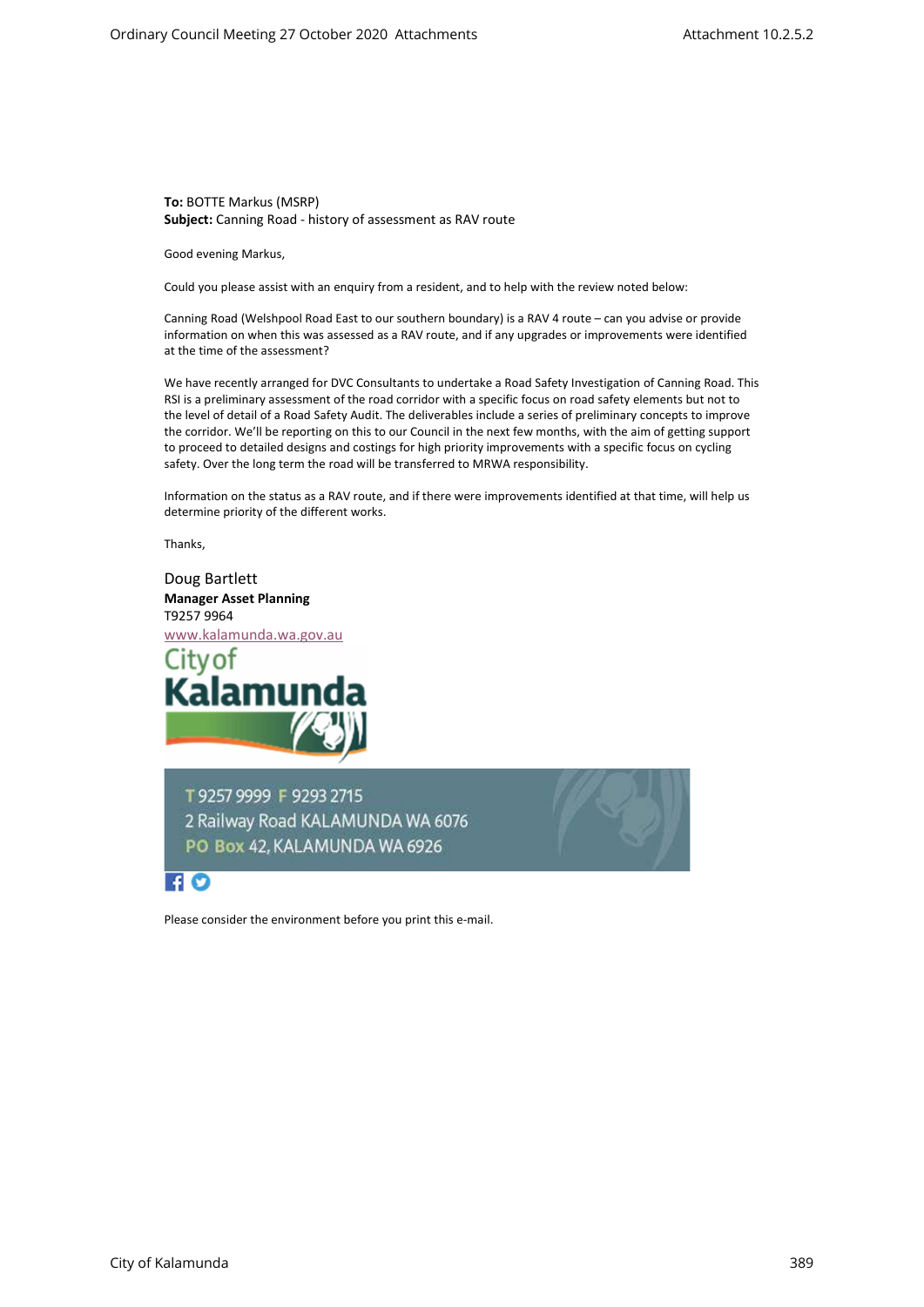**To:** BOTTE Markus (MSRP)
**Subject:** Canning Road - history of assessment as RAV route

Good evening Markus,

Could you please assist with an enquiry from a resident, and to help with the review noted below:

Canning Road (Welshpool Road East to our southern boundary) is a RAV 4 route – can you advise or provide information on when this was assessed as a RAV route, and if any upgrades or improvements were identified at the time of the assessment?

We have recently arranged for DVC Consultants to undertake a Road Safety Investigation of Canning Road. This RSI is a preliminary assessment of the road corridor with a specific focus on road safety elements but not to the level of detail of a Road Safety Audit. The deliverables include a series of preliminary concepts to improve the corridor. We'll be reporting on this to our Council in the next few months, with the aim of getting support to proceed to detailed designs and costings for high priority improvements with a specific focus on cycling safety. Over the long term the road will be transferred to MRWA responsibility.

Information on the status as a RAV route, and if there were improvements identified at that time, will help us determine priority of the different works.

Thanks,

Doug Bartlett
**Manager Asset Planning**
T9257 9964
www.kalamunda.wa.gov.au

City of Kalamunda

T 9257 9999 F 9293 2715
2 Railway Road KALAMUNDA WA 6076
PO Box 42, KALAMUNDA WA 6926

Please consider the environment before you print this e-mail.